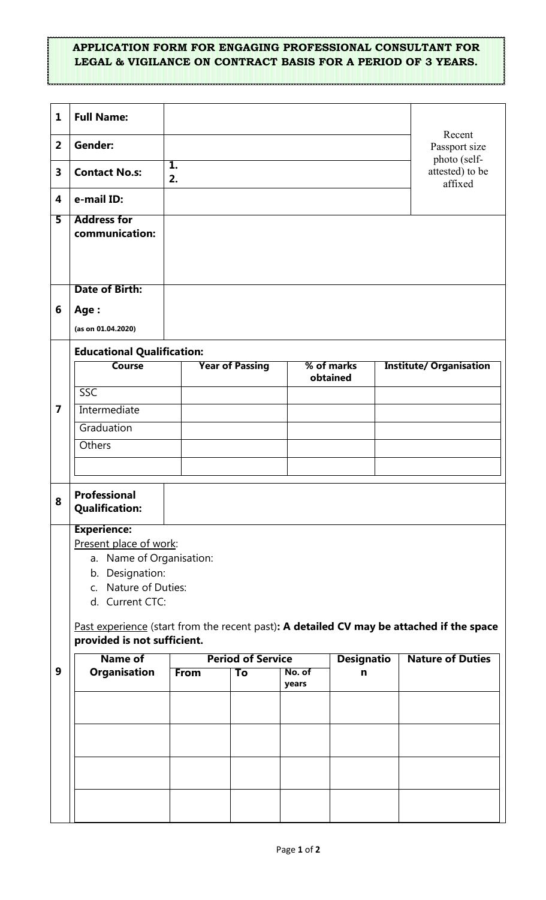# APPLICATION FORM FOR ENGAGING PROFESSIONAL CONSULTANT FOR LEGAL & VIGILANCE ON CONTRACT BASIS FOR A PERIOD OF 3 YEARS.

| | | | |
|---|---|---|---|
| 1 | **Full Name:** | | Recent Passport size photo (self-attested) to be affixed |
| 2 | **Gender:** | | |
| 3 | **Contact No.s:** | **1.** <br> **2.** | |
| 4 | **e-mail ID:** | | |
| 5 | **Address for communication:** | | |
| 6 | **Date of Birth:** <br> **Age :** <br> **(as on 01.04.2020)** | | |

**7 Educational Qualification:**

| Course | Year of Passing | % of marks obtained | Institute/ Organisation |
|---|---|---|---|
| SSC | | | |
| Intermediate | | | |
| Graduation | | | |
| Others | | | |
| | | | |

| | | |
|---|---|---|
| 8 | **Professional Qualification:** | |

**9 Experience:**

Present place of work:

a. Name of Organisation:
b. Designation:
c. Nature of Duties:
d. Current CTC:

Past experience (start from the recent past)**: A detailed CV may be attached if the space provided is not sufficient.**

| Name of Organisation | Period of Service | | | Designation | Nature of Duties |
|---|---|---|---|---|---|
| | From | To | No. of years | | |
| | | | | | |
| | | | | | |
| | | | | | |
| | | | | | |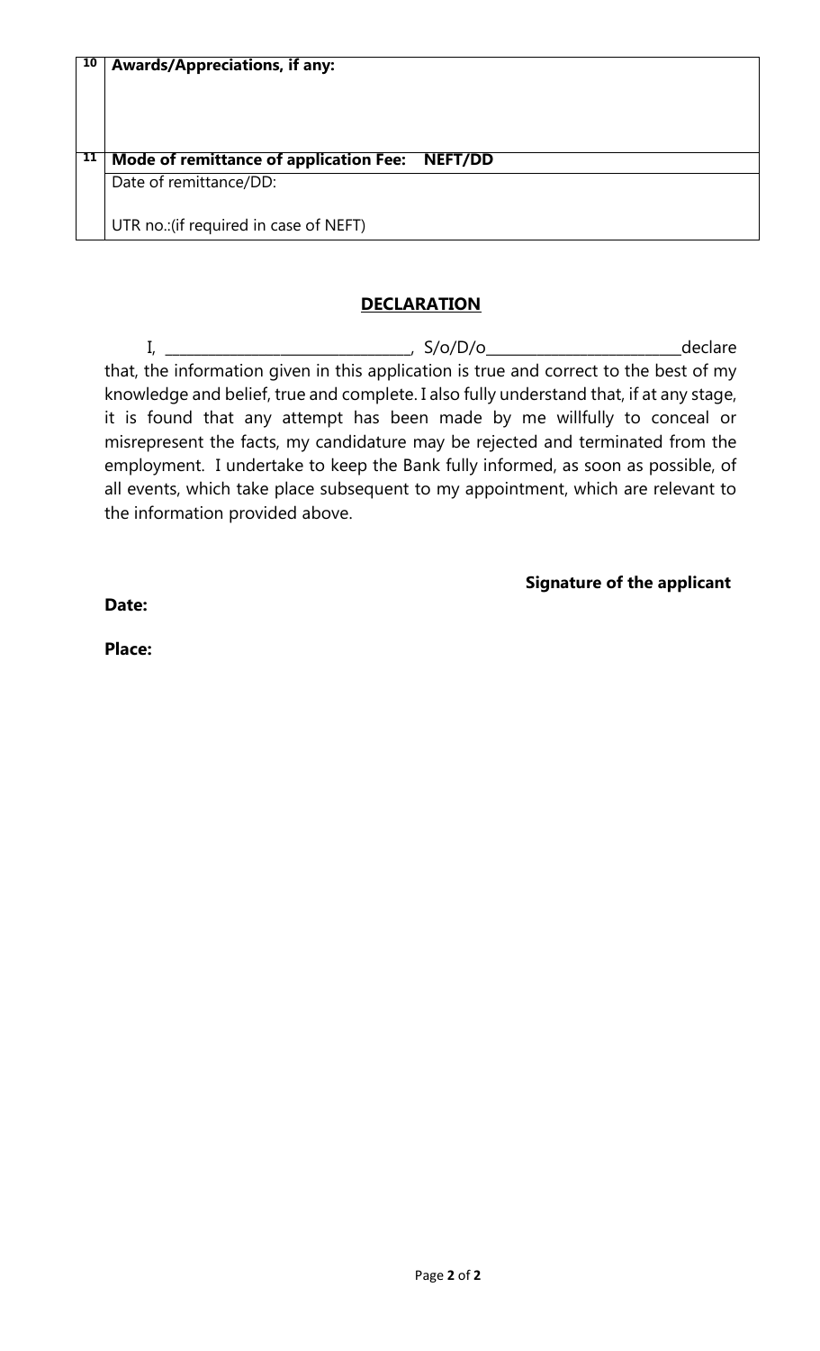| | |
|---|---|
| 10 | **Awards/Appreciations, if any:** |
| 11 | **Mode of remittance of application Fee: NEFT/DD** |
| | Date of remittance/DD:<br><br>UTR no.:(if required in case of NEFT) |

## DECLARATION

I, ________________________________, S/o/D/o_________________________declare that, the information given in this application is true and correct to the best of my knowledge and belief, true and complete. I also fully understand that, if at any stage, it is found that any attempt has been made by me willfully to conceal or misrepresent the facts, my candidature may be rejected and terminated from the employment. I undertake to keep the Bank fully informed, as soon as possible, of all events, which take place subsequent to my appointment, which are relevant to the information provided above.

**Signature of the applicant**

**Date:**

**Place:**